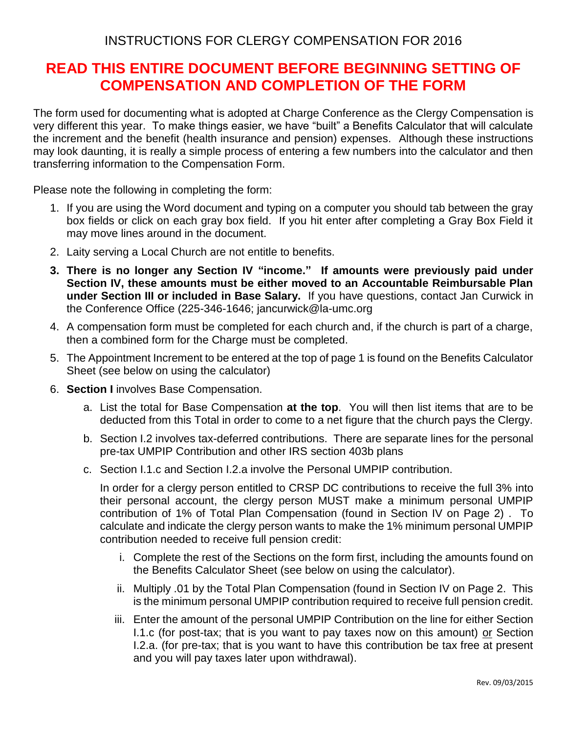INSTRUCTIONS FOR CLERGY COMPENSATION FOR 2016

# READ THIS ENTIRE DOCUMENT BEFORE BEGINNING SETTING OF COMPENSATION AND COMPLETION OF THE FORM

The form used for documenting what is adopted at Charge Conference as the Clergy Compensation is very different this year. To make things easier, we have "built" a Benefits Calculator that will calculate the increment and the benefit (health insurance and pension) expenses. Although these instructions may look daunting, it is really a simple process of entering a few numbers into the calculator and then transferring information to the Compensation Form.

Please note the following in completing the form:

1. If you are using the Word document and typing on a computer you should tab between the gray box fields or click on each gray box field. If you hit enter after completing a Gray Box Field it may move lines around in the document.
2. Laity serving a Local Church are not entitle to benefits.
3. **There is no longer any Section IV "income." If amounts were previously paid under Section IV, these amounts must be either moved to an Accountable Reimbursable Plan under Section III or included in Base Salary.** If you have questions, contact Jan Curwick in the Conference Office (225-346-1646; jancurwick@la-umc.org
4. A compensation form must be completed for each church and, if the church is part of a charge, then a combined form for the Charge must be completed.
5. The Appointment Increment to be entered at the top of page 1 is found on the Benefits Calculator Sheet (see below on using the calculator)
6. **Section I** involves Base Compensation.
   a. List the total for Base Compensation **at the top**. You will then list items that are to be deducted from this Total in order to come to a net figure that the church pays the Clergy.
   b. Section I.2 involves tax-deferred contributions. There are separate lines for the personal pre-tax UMPIP Contribution and other IRS section 403b plans
   c. Section I.1.c and Section I.2.a involve the Personal UMPIP contribution.

      In order for a clergy person entitled to CRSP DC contributions to receive the full 3% into their personal account, the clergy person MUST make a minimum personal UMPIP contribution of 1% of Total Plan Compensation (found in Section IV on Page 2) . To calculate and indicate the clergy person wants to make the 1% minimum personal UMPIP contribution needed to receive full pension credit:

      i. Complete the rest of the Sections on the form first, including the amounts found on the Benefits Calculator Sheet (see below on using the calculator).
      ii. Multiply .01 by the Total Plan Compensation (found in Section IV on Page 2. This is the minimum personal UMPIP contribution required to receive full pension credit.
      iii. Enter the amount of the personal UMPIP Contribution on the line for either Section I.1.c (for post-tax; that is you want to pay taxes now on this amount) or Section I.2.a. (for pre-tax; that is you want to have this contribution be tax free at present and you will pay taxes later upon withdrawal).

Rev. 09/03/2015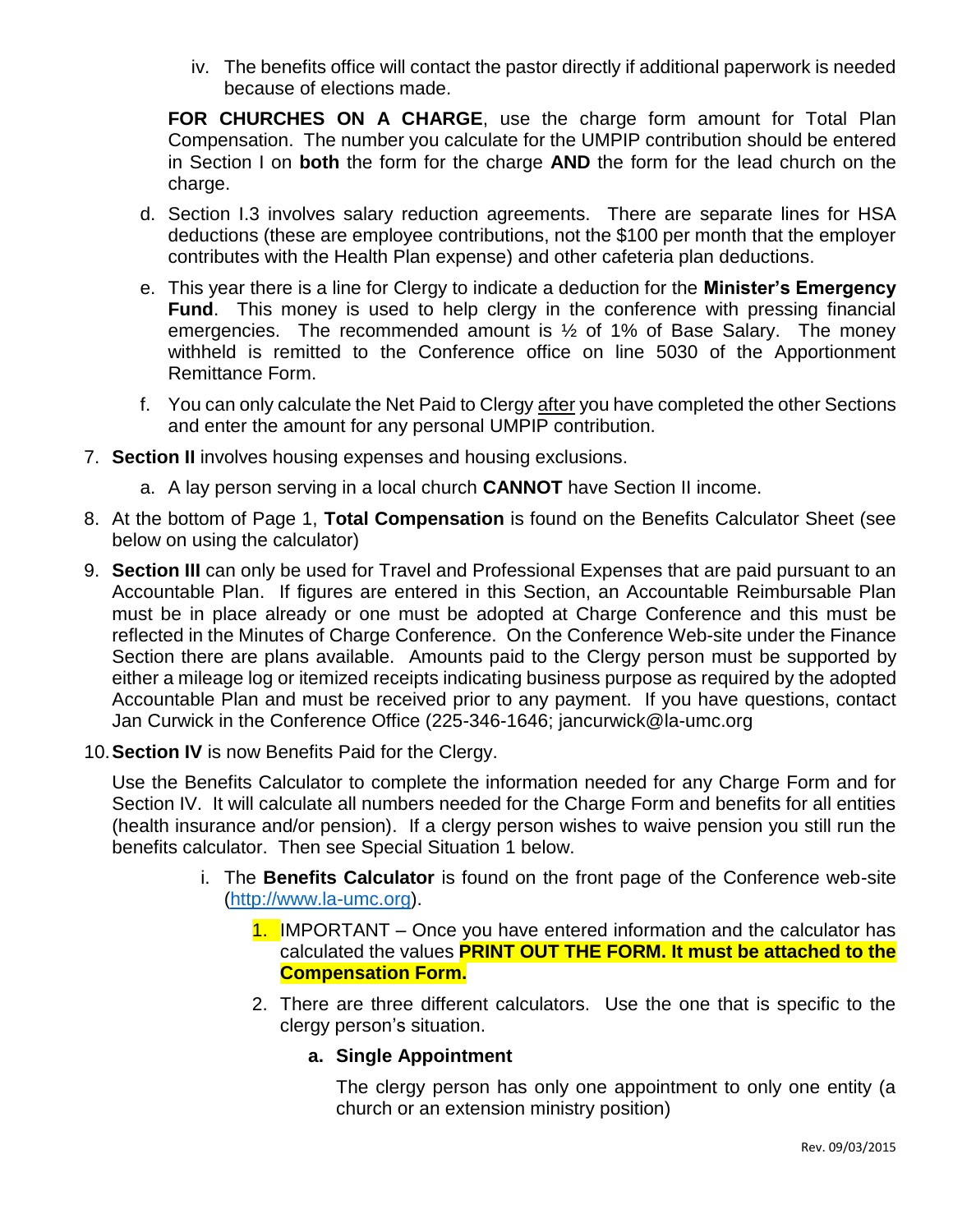iv. The benefits office will contact the pastor directly if additional paperwork is needed because of elections made.

**FOR CHURCHES ON A CHARGE**, use the charge form amount for Total Plan Compensation. The number you calculate for the UMPIP contribution should be entered in Section I on **both** the form for the charge **AND** the form for the lead church on the charge.

d. Section I.3 involves salary reduction agreements. There are separate lines for HSA deductions (these are employee contributions, not the $100 per month that the employer contributes with the Health Plan expense) and other cafeteria plan deductions.

e. This year there is a line for Clergy to indicate a deduction for the **Minister's Emergency Fund**. This money is used to help clergy in the conference with pressing financial emergencies. The recommended amount is ½ of 1% of Base Salary. The money withheld is remitted to the Conference office on line 5030 of the Apportionment Remittance Form.

f. You can only calculate the Net Paid to Clergy after you have completed the other Sections and enter the amount for any personal UMPIP contribution.

7. **Section II** involves housing expenses and housing exclusions.
   a. A lay person serving in a local church **CANNOT** have Section II income.
8. At the bottom of Page 1, **Total Compensation** is found on the Benefits Calculator Sheet (see below on using the calculator)
9. **Section III** can only be used for Travel and Professional Expenses that are paid pursuant to an Accountable Plan. If figures are entered in this Section, an Accountable Reimbursable Plan must be in place already or one must be adopted at Charge Conference and this must be reflected in the Minutes of Charge Conference. On the Conference Web-site under the Finance Section there are plans available. Amounts paid to the Clergy person must be supported by either a mileage log or itemized receipts indicating business purpose as required by the adopted Accountable Plan and must be received prior to any payment. If you have questions, contact Jan Curwick in the Conference Office (225-346-1646; jancurwick@la-umc.org
10. **Section IV** is now Benefits Paid for the Clergy.

    Use the Benefits Calculator to complete the information needed for any Charge Form and for Section IV. It will calculate all numbers needed for the Charge Form and benefits for all entities (health insurance and/or pension). If a clergy person wishes to waive pension you still run the benefits calculator. Then see Special Situation 1 below.

    i. The **Benefits Calculator** is found on the front page of the Conference web-site (http://www.la-umc.org).

    1. IMPORTANT – Once you have entered information and the calculator has calculated the values **PRINT OUT THE FORM. It must be attached to the Compensation Form.**
    2. There are three different calculators. Use the one that is specific to the clergy person's situation.

       **a. Single Appointment**

       The clergy person has only one appointment to only one entity (a church or an extension ministry position)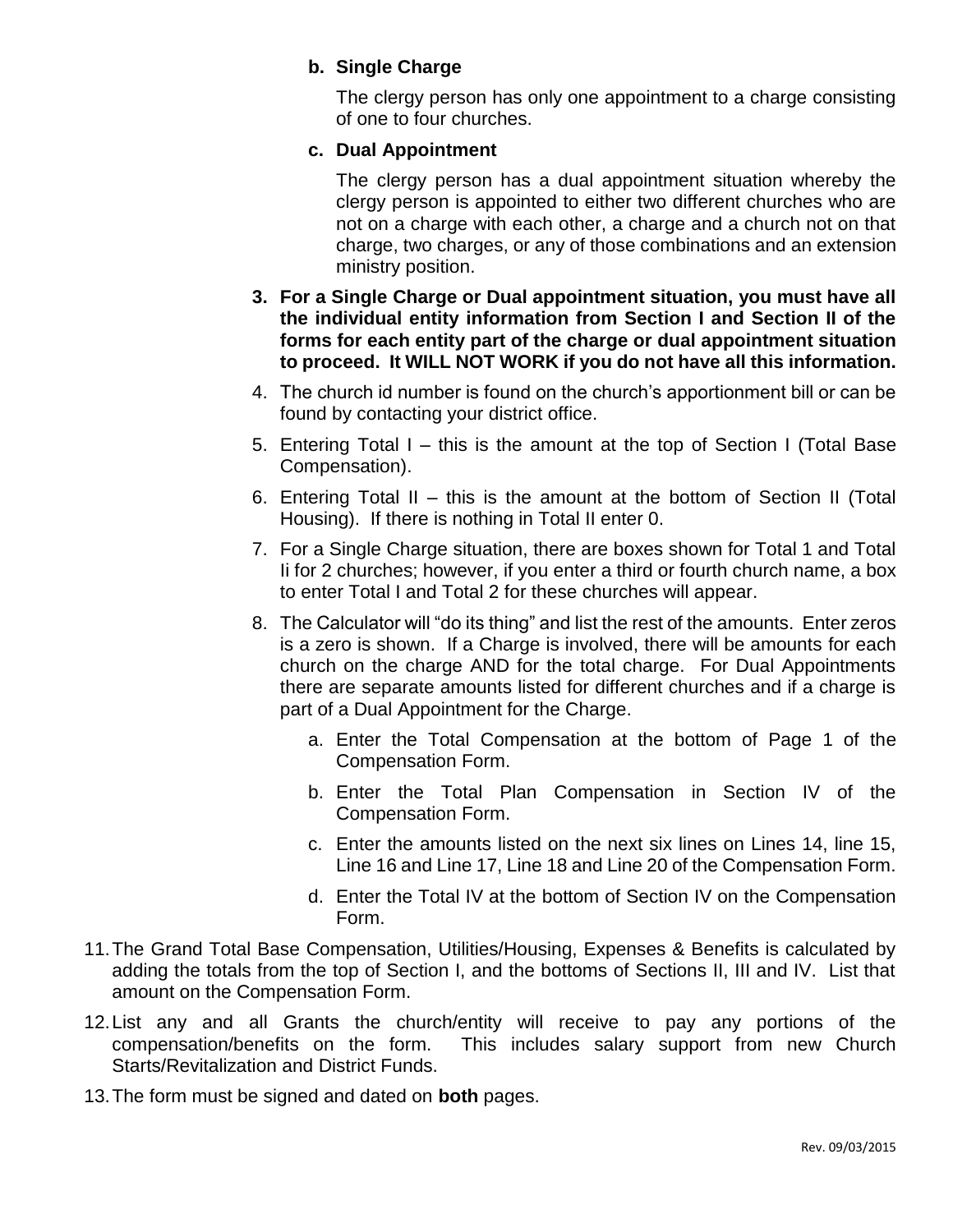b. **Single Charge**

   The clergy person has only one appointment to a charge consisting of one to four churches.

c. **Dual Appointment**

   The clergy person has a dual appointment situation whereby the clergy person is appointed to either two different churches who are not on a charge with each other, a charge and a church not on that charge, two charges, or any of those combinations and an extension ministry position.

3. **For a Single Charge or Dual appointment situation, you must have all the individual entity information from Section I and Section II of the forms for each entity part of the charge or dual appointment situation to proceed. It WILL NOT WORK if you do not have all this information.**
4. The church id number is found on the church's apportionment bill or can be found by contacting your district office.
5. Entering Total I – this is the amount at the top of Section I (Total Base Compensation).
6. Entering Total II – this is the amount at the bottom of Section II (Total Housing). If there is nothing in Total II enter 0.
7. For a Single Charge situation, there are boxes shown for Total 1 and Total Ii for 2 churches; however, if you enter a third or fourth church name, a box to enter Total I and Total 2 for these churches will appear.
8. The Calculator will "do its thing" and list the rest of the amounts. Enter zeros is a zero is shown. If a Charge is involved, there will be amounts for each church on the charge AND for the total charge. For Dual Appointments there are separate amounts listed for different churches and if a charge is part of a Dual Appointment for the Charge.
   a. Enter the Total Compensation at the bottom of Page 1 of the Compensation Form.
   b. Enter the Total Plan Compensation in Section IV of the Compensation Form.
   c. Enter the amounts listed on the next six lines on Lines 14, line 15, Line 16 and Line 17, Line 18 and Line 20 of the Compensation Form.
   d. Enter the Total IV at the bottom of Section IV on the Compensation Form.

11. The Grand Total Base Compensation, Utilities/Housing, Expenses & Benefits is calculated by adding the totals from the top of Section I, and the bottoms of Sections II, III and IV. List that amount on the Compensation Form.
12. List any and all Grants the church/entity will receive to pay any portions of the compensation/benefits on the form. This includes salary support from new Church Starts/Revitalization and District Funds.
13. The form must be signed and dated on **both** pages.

Rev. 09/03/2015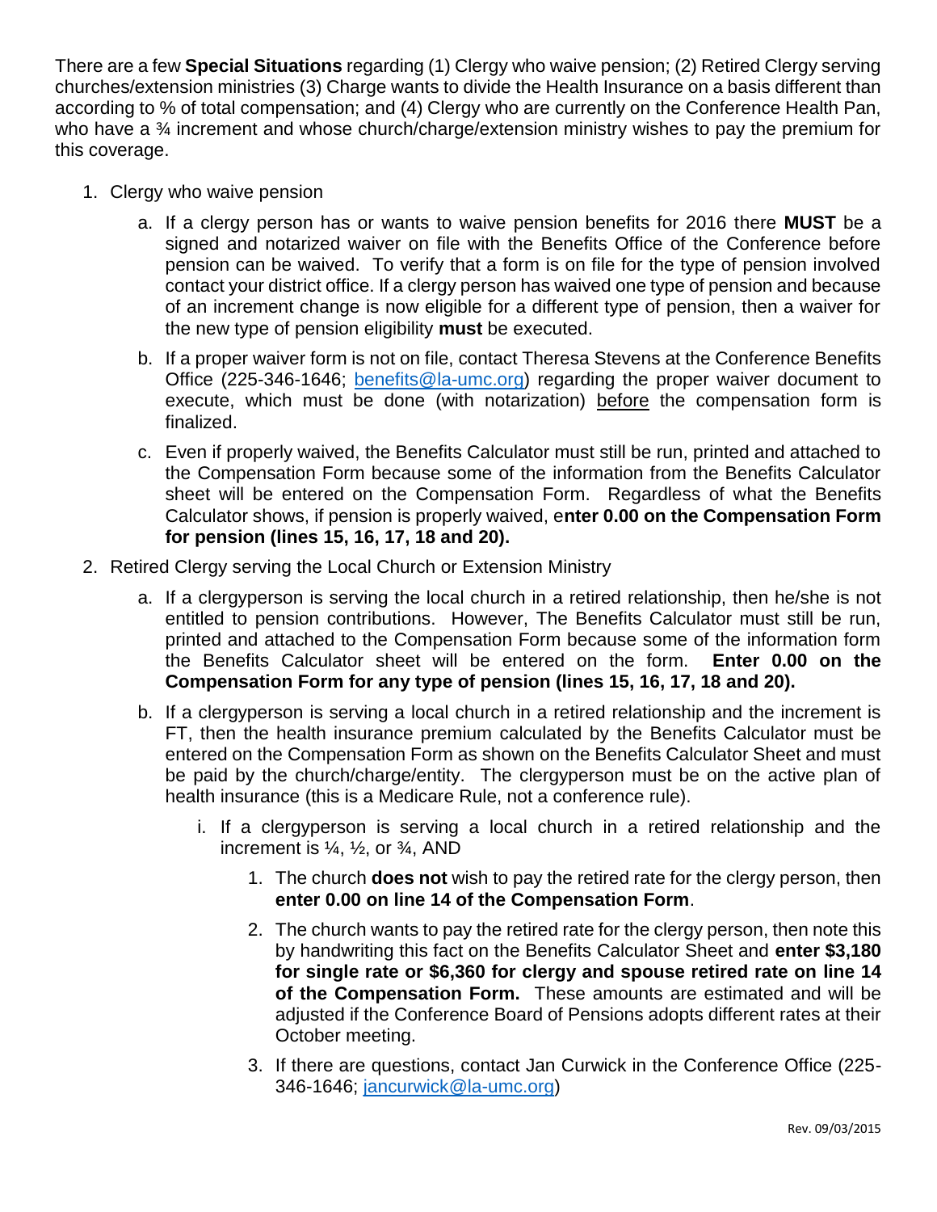There are a few **Special Situations** regarding (1) Clergy who waive pension; (2) Retired Clergy serving churches/extension ministries (3) Charge wants to divide the Health Insurance on a basis different than according to % of total compensation; and (4) Clergy who are currently on the Conference Health Pan, who have a ¾ increment and whose church/charge/extension ministry wishes to pay the premium for this coverage.

1. Clergy who waive pension
    a. If a clergy person has or wants to waive pension benefits for 2016 there **MUST** be a signed and notarized waiver on file with the Benefits Office of the Conference before pension can be waived. To verify that a form is on file for the type of pension involved contact your district office. If a clergy person has waived one type of pension and because of an increment change is now eligible for a different type of pension, then a waiver for the new type of pension eligibility **must** be executed.
    b. If a proper waiver form is not on file, contact Theresa Stevens at the Conference Benefits Office (225-346-1646; benefits@la-umc.org) regarding the proper waiver document to execute, which must be done (with notarization) before the compensation form is finalized.
    c. Even if properly waived, the Benefits Calculator must still be run, printed and attached to the Compensation Form because some of the information from the Benefits Calculator sheet will be entered on the Compensation Form. Regardless of what the Benefits Calculator shows, if pension is properly waived, e**nter 0.00 on the Compensation Form for pension (lines 15, 16, 17, 18 and 20).**
2. Retired Clergy serving the Local Church or Extension Ministry
    a. If a clergyperson is serving the local church in a retired relationship, then he/she is not entitled to pension contributions. However, The Benefits Calculator must still be run, printed and attached to the Compensation Form because some of the information form the Benefits Calculator sheet will be entered on the form. **Enter 0.00 on the Compensation Form for any type of pension (lines 15, 16, 17, 18 and 20).**
    b. If a clergyperson is serving a local church in a retired relationship and the increment is FT, then the health insurance premium calculated by the Benefits Calculator must be entered on the Compensation Form as shown on the Benefits Calculator Sheet and must be paid by the church/charge/entity. The clergyperson must be on the active plan of health insurance (this is a Medicare Rule, not a conference rule).
        i. If a clergyperson is serving a local church in a retired relationship and the increment is ¼, ½, or ¾, AND
            1. The church **does not** wish to pay the retired rate for the clergy person, then **enter 0.00 on line 14 of the Compensation Form**.
            2. The church wants to pay the retired rate for the clergy person, then note this by handwriting this fact on the Benefits Calculator Sheet and **enter $3,180 for single rate or $6,360 for clergy and spouse retired rate on line 14 of the Compensation Form.** These amounts are estimated and will be adjusted if the Conference Board of Pensions adopts different rates at their October meeting.
            3. If there are questions, contact Jan Curwick in the Conference Office (225-346-1646; jancurwick@la-umc.org)

Rev. 09/03/2015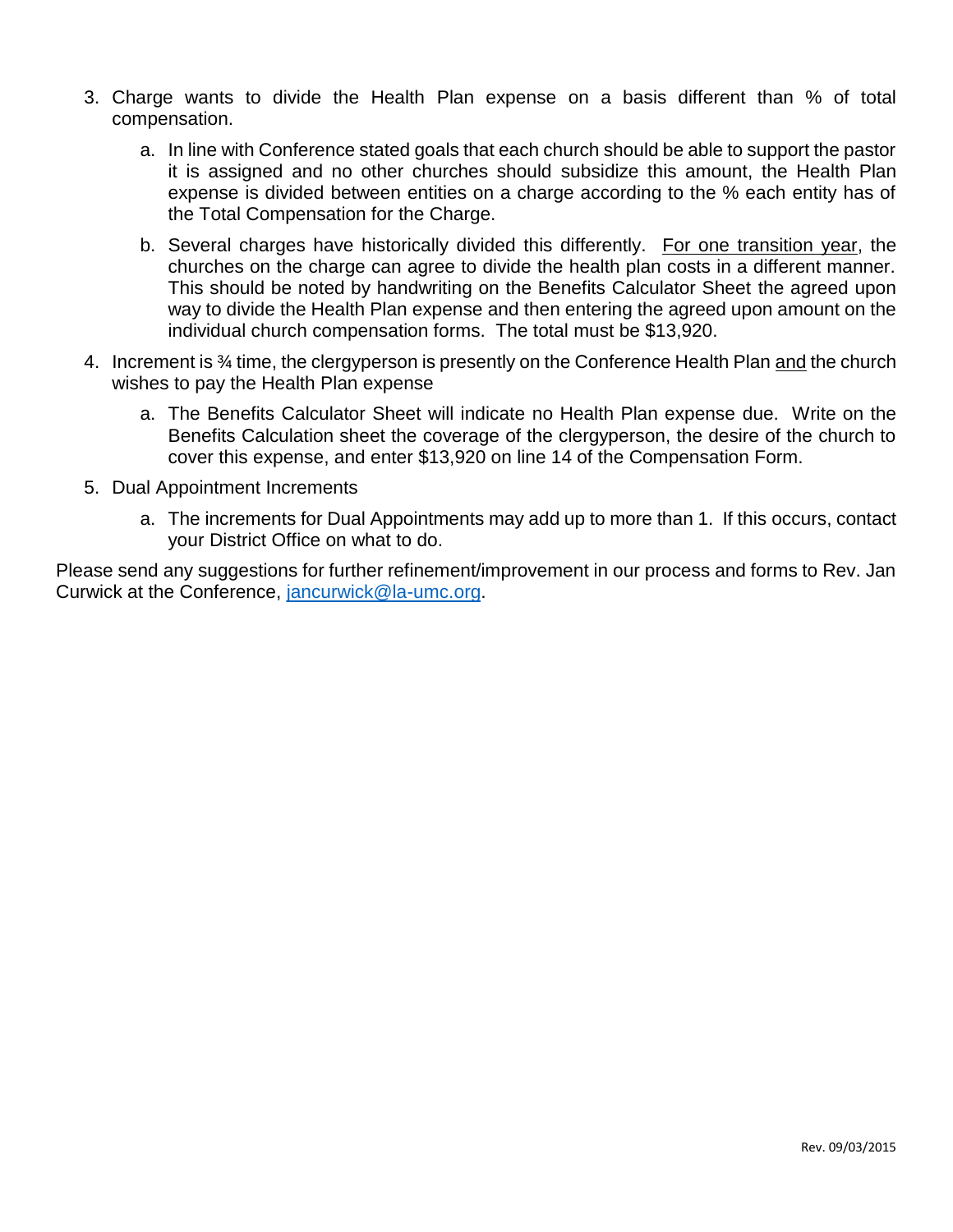3. Charge wants to divide the Health Plan expense on a basis different than % of total compensation.

    a. In line with Conference stated goals that each church should be able to support the pastor it is assigned and no other churches should subsidize this amount, the Health Plan expense is divided between entities on a charge according to the % each entity has of the Total Compensation for the Charge.

    b. Several charges have historically divided this differently. For one transition year, the churches on the charge can agree to divide the health plan costs in a different manner. This should be noted by handwriting on the Benefits Calculator Sheet the agreed upon way to divide the Health Plan expense and then entering the agreed upon amount on the individual church compensation forms. The total must be $13,920.

4. Increment is ¾ time, the clergyperson is presently on the Conference Health Plan and the church wishes to pay the Health Plan expense

    a. The Benefits Calculator Sheet will indicate no Health Plan expense due. Write on the Benefits Calculation sheet the coverage of the clergyperson, the desire of the church to cover this expense, and enter $13,920 on line 14 of the Compensation Form.

5. Dual Appointment Increments

    a. The increments for Dual Appointments may add up to more than 1. If this occurs, contact your District Office on what to do.

Please send any suggestions for further refinement/improvement in our process and forms to Rev. Jan Curwick at the Conference, jancurwick@la-umc.org.

Rev. 09/03/2015